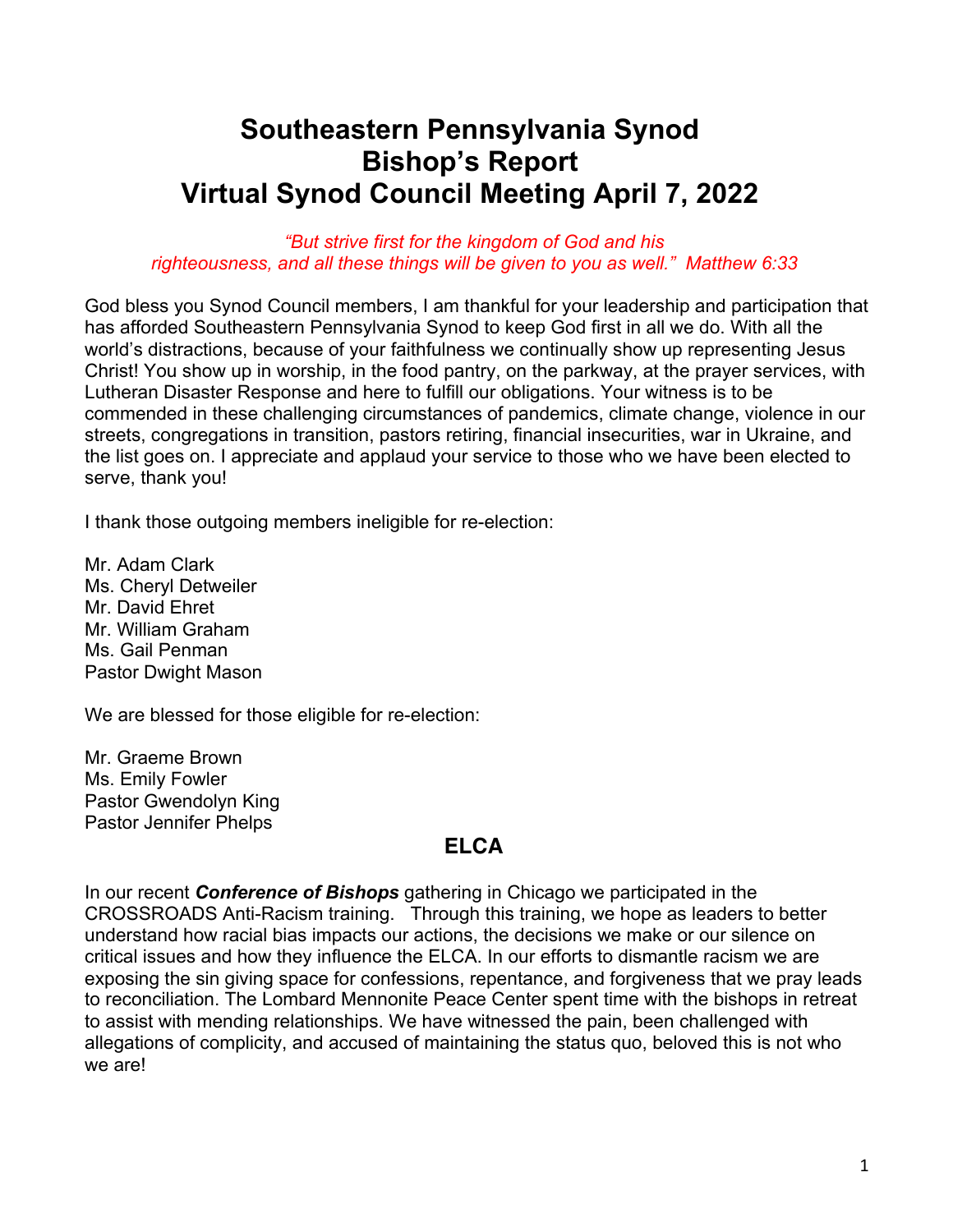# Southeastern Pennsylvania Synod
# Bishop's Report
# Virtual Synod Council Meeting April 7, 2022

*"But strive first for the kingdom of God and his righteousness, and all these things will be given to you as well." Matthew 6:33*

God bless you Synod Council members, I am thankful for your leadership and participation that has afforded Southeastern Pennsylvania Synod to keep God first in all we do. With all the world's distractions, because of your faithfulness we continually show up representing Jesus Christ! You show up in worship, in the food pantry, on the parkway, at the prayer services, with Lutheran Disaster Response and here to fulfill our obligations. Your witness is to be commended in these challenging circumstances of pandemics, climate change, violence in our streets, congregations in transition, pastors retiring, financial insecurities, war in Ukraine, and the list goes on. I appreciate and applaud your service to those who we have been elected to serve, thank you!

I thank those outgoing members ineligible for re-election:

Mr. Adam Clark
Ms. Cheryl Detweiler
Mr. David Ehret
Mr. William Graham
Ms. Gail Penman
Pastor Dwight Mason

We are blessed for those eligible for re-election:

Mr. Graeme Brown
Ms. Emily Fowler
Pastor Gwendolyn King
Pastor Jennifer Phelps

## ELCA

In our recent ***Conference of Bishops*** gathering in Chicago we participated in the CROSSROADS Anti-Racism training. Through this training, we hope as leaders to better understand how racial bias impacts our actions, the decisions we make or our silence on critical issues and how they influence the ELCA. In our efforts to dismantle racism we are exposing the sin giving space for confessions, repentance, and forgiveness that we pray leads to reconciliation. The Lombard Mennonite Peace Center spent time with the bishops in retreat to assist with mending relationships. We have witnessed the pain, been challenged with allegations of complicity, and accused of maintaining the status quo, beloved this is not who we are!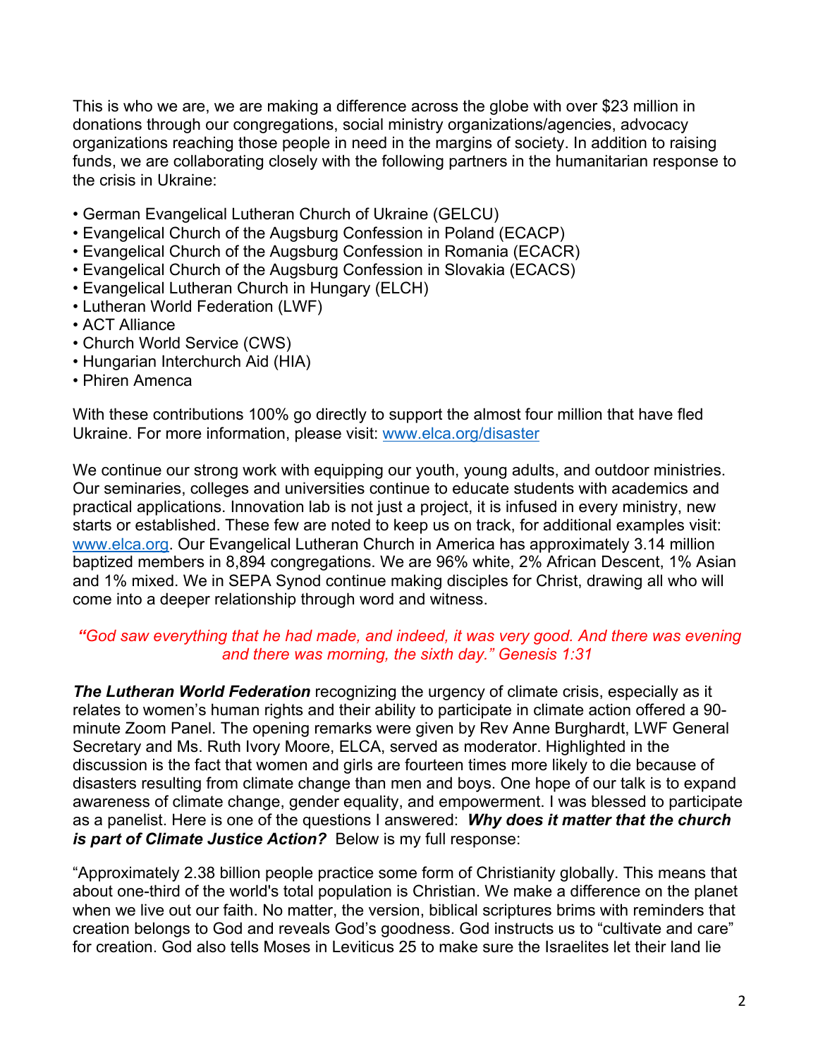This is who we are, we are making a difference across the globe with over $23 million in donations through our congregations, social ministry organizations/agencies, advocacy organizations reaching those people in need in the margins of society. In addition to raising funds, we are collaborating closely with the following partners in the humanitarian response to the crisis in Ukraine:

- German Evangelical Lutheran Church of Ukraine (GELCU)
- Evangelical Church of the Augsburg Confession in Poland (ECACP)
- Evangelical Church of the Augsburg Confession in Romania (ECACR)
- Evangelical Church of the Augsburg Confession in Slovakia (ECACS)
- Evangelical Lutheran Church in Hungary (ELCH)
- Lutheran World Federation (LWF)
- ACT Alliance
- Church World Service (CWS)
- Hungarian Interchurch Aid (HIA)
- Phiren Amenca

With these contributions 100% go directly to support the almost four million that have fled Ukraine. For more information, please visit: [www.elca.org/disaster](www.elca.org/disaster)

We continue our strong work with equipping our youth, young adults, and outdoor ministries. Our seminaries, colleges and universities continue to educate students with academics and practical applications. Innovation lab is not just a project, it is infused in every ministry, new starts or established. These few are noted to keep us on track, for additional examples visit: [www.elca.org](www.elca.org). Our Evangelical Lutheran Church in America has approximately 3.14 million baptized members in 8,894 congregations. We are 96% white, 2% African Descent, 1% Asian and 1% mixed. We in SEPA Synod continue making disciples for Christ, drawing all who will come into a deeper relationship through word and witness.

*"God saw everything that he had made, and indeed, it was very good. And there was evening and there was morning, the sixth day." Genesis 1:31*

***The Lutheran World Federation*** recognizing the urgency of climate crisis, especially as it relates to women's human rights and their ability to participate in climate action offered a 90-minute Zoom Panel. The opening remarks were given by Rev Anne Burghardt, LWF General Secretary and Ms. Ruth Ivory Moore, ELCA, served as moderator. Highlighted in the discussion is the fact that women and girls are fourteen times more likely to die because of disasters resulting from climate change than men and boys. One hope of our talk is to expand awareness of climate change, gender equality, and empowerment. I was blessed to participate as a panelist. Here is one of the questions I answered: ***Why does it matter that the church is part of Climate Justice Action?*** Below is my full response:

"Approximately 2.38 billion people practice some form of Christianity globally. This means that about one-third of the world's total population is Christian. We make a difference on the planet when we live out our faith. No matter, the version, biblical scriptures brims with reminders that creation belongs to God and reveals God's goodness. God instructs us to "cultivate and care" for creation. God also tells Moses in Leviticus 25 to make sure the Israelites let their land lie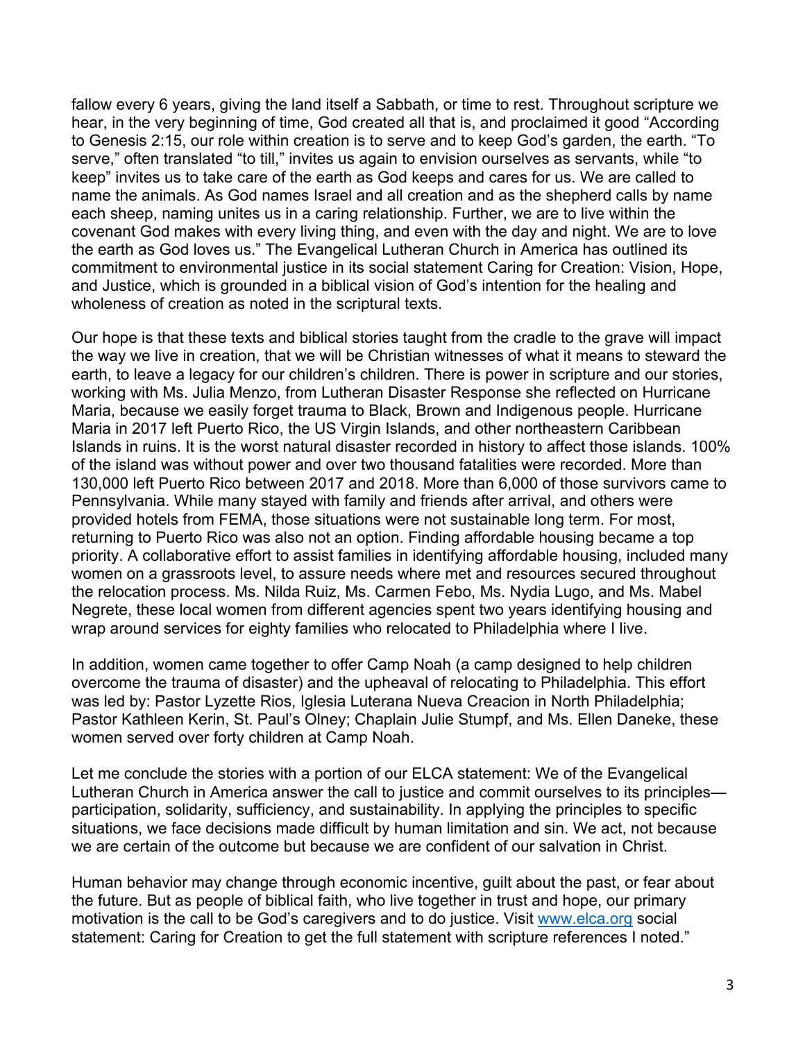fallow every 6 years, giving the land itself a Sabbath, or time to rest. Throughout scripture we hear, in the very beginning of time, God created all that is, and proclaimed it good "According to Genesis 2:15, our role within creation is to serve and to keep God's garden, the earth. "To serve," often translated "to till," invites us again to envision ourselves as servants, while "to keep" invites us to take care of the earth as God keeps and cares for us. We are called to name the animals. As God names Israel and all creation and as the shepherd calls by name each sheep, naming unites us in a caring relationship. Further, we are to live within the covenant God makes with every living thing, and even with the day and night. We are to love the earth as God loves us." The Evangelical Lutheran Church in America has outlined its commitment to environmental justice in its social statement Caring for Creation: Vision, Hope, and Justice, which is grounded in a biblical vision of God's intention for the healing and wholeness of creation as noted in the scriptural texts.

Our hope is that these texts and biblical stories taught from the cradle to the grave will impact the way we live in creation, that we will be Christian witnesses of what it means to steward the earth, to leave a legacy for our children's children. There is power in scripture and our stories, working with Ms. Julia Menzo, from Lutheran Disaster Response she reflected on Hurricane Maria, because we easily forget trauma to Black, Brown and Indigenous people. Hurricane Maria in 2017 left Puerto Rico, the US Virgin Islands, and other northeastern Caribbean Islands in ruins. It is the worst natural disaster recorded in history to affect those islands. 100% of the island was without power and over two thousand fatalities were recorded. More than 130,000 left Puerto Rico between 2017 and 2018. More than 6,000 of those survivors came to Pennsylvania. While many stayed with family and friends after arrival, and others were provided hotels from FEMA, those situations were not sustainable long term. For most, returning to Puerto Rico was also not an option. Finding affordable housing became a top priority. A collaborative effort to assist families in identifying affordable housing, included many women on a grassroots level, to assure needs where met and resources secured throughout the relocation process. Ms. Nilda Ruiz, Ms. Carmen Febo, Ms. Nydia Lugo, and Ms. Mabel Negrete, these local women from different agencies spent two years identifying housing and wrap around services for eighty families who relocated to Philadelphia where I live.

In addition, women came together to offer Camp Noah (a camp designed to help children overcome the trauma of disaster) and the upheaval of relocating to Philadelphia. This effort was led by: Pastor Lyzette Rios, Iglesia Luterana Nueva Creacion in North Philadelphia; Pastor Kathleen Kerin, St. Paul's Olney; Chaplain Julie Stumpf, and Ms. Ellen Daneke, these women served over forty children at Camp Noah.

Let me conclude the stories with a portion of our ELCA statement: We of the Evangelical Lutheran Church in America answer the call to justice and commit ourselves to its principles—participation, solidarity, sufficiency, and sustainability. In applying the principles to specific situations, we face decisions made difficult by human limitation and sin. We act, not because we are certain of the outcome but because we are confident of our salvation in Christ.

Human behavior may change through economic incentive, guilt about the past, or fear about the future. But as people of biblical faith, who live together in trust and hope, our primary motivation is the call to be God's caregivers and to do justice. Visit [www.elca.org](http://www.elca.org) social statement: Caring for Creation to get the full statement with scripture references I noted."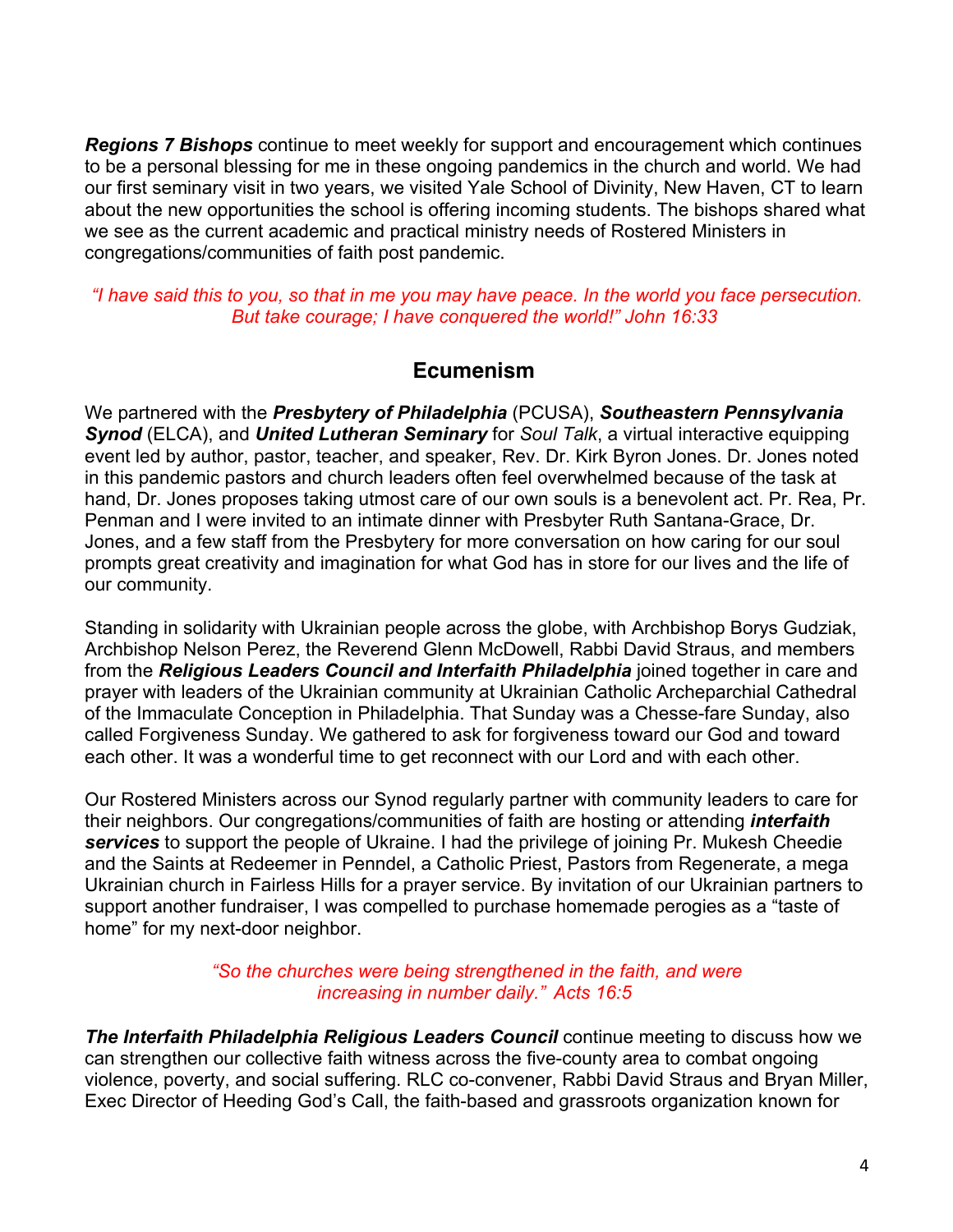***Regions 7 Bishops*** continue to meet weekly for support and encouragement which continues to be a personal blessing for me in these ongoing pandemics in the church and world. We had our first seminary visit in two years, we visited Yale School of Divinity, New Haven, CT to learn about the new opportunities the school is offering incoming students. The bishops shared what we see as the current academic and practical ministry needs of Rostered Ministers in congregations/communities of faith post pandemic.

*"I have said this to you, so that in me you may have peace. In the world you face persecution. But take courage; I have conquered the world!" John 16:33*

## Ecumenism

We partnered with the ***Presbytery of Philadelphia*** (PCUSA), ***Southeastern Pennsylvania Synod*** (ELCA), and ***United Lutheran Seminary*** for *Soul Talk*, a virtual interactive equipping event led by author, pastor, teacher, and speaker, Rev. Dr. Kirk Byron Jones. Dr. Jones noted in this pandemic pastors and church leaders often feel overwhelmed because of the task at hand, Dr. Jones proposes taking utmost care of our own souls is a benevolent act. Pr. Rea, Pr. Penman and I were invited to an intimate dinner with Presbyter Ruth Santana-Grace, Dr. Jones, and a few staff from the Presbytery for more conversation on how caring for our soul prompts great creativity and imagination for what God has in store for our lives and the life of our community.

Standing in solidarity with Ukrainian people across the globe, with Archbishop Borys Gudziak, Archbishop Nelson Perez, the Reverend Glenn McDowell, Rabbi David Straus, and members from the ***Religious Leaders Council and Interfaith Philadelphia*** joined together in care and prayer with leaders of the Ukrainian community at Ukrainian Catholic Archeparchial Cathedral of the Immaculate Conception in Philadelphia. That Sunday was a Chesse-fare Sunday, also called Forgiveness Sunday. We gathered to ask for forgiveness toward our God and toward each other. It was a wonderful time to get reconnect with our Lord and with each other.

Our Rostered Ministers across our Synod regularly partner with community leaders to care for their neighbors. Our congregations/communities of faith are hosting or attending ***interfaith services*** to support the people of Ukraine. I had the privilege of joining Pr. Mukesh Cheedie and the Saints at Redeemer in Penndel, a Catholic Priest, Pastors from Regenerate, a mega Ukrainian church in Fairless Hills for a prayer service. By invitation of our Ukrainian partners to support another fundraiser, I was compelled to purchase homemade perogies as a "taste of home" for my next-door neighbor.

*"So the churches were being strengthened in the faith, and were increasing in number daily." Acts 16:5*

***The Interfaith Philadelphia Religious Leaders Council*** continue meeting to discuss how we can strengthen our collective faith witness across the five-county area to combat ongoing violence, poverty, and social suffering. RLC co-convener, Rabbi David Straus and Bryan Miller, Exec Director of Heeding God's Call, the faith-based and grassroots organization known for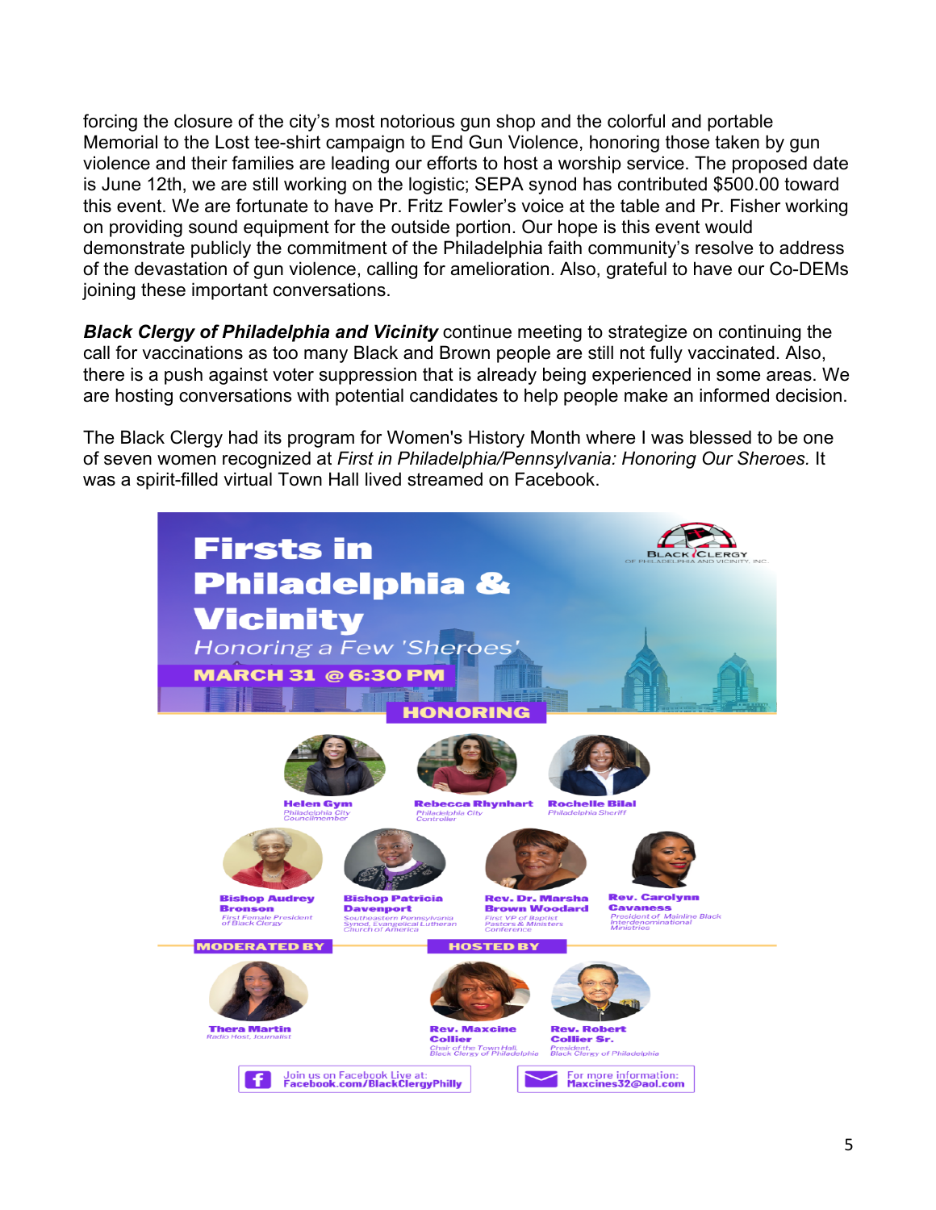forcing the closure of the city's most notorious gun shop and the colorful and portable Memorial to the Lost tee-shirt campaign to End Gun Violence, honoring those taken by gun violence and their families are leading our efforts to host a worship service. The proposed date is June 12th, we are still working on the logistic; SEPA synod has contributed $500.00 toward this event. We are fortunate to have Pr. Fritz Fowler's voice at the table and Pr. Fisher working on providing sound equipment for the outside portion. Our hope is this event would demonstrate publicly the commitment of the Philadelphia faith community's resolve to address of the devastation of gun violence, calling for amelioration. Also, grateful to have our Co-DEMs joining these important conversations.

***Black Clergy of Philadelphia and Vicinity*** continue meeting to strategize on continuing the call for vaccinations as too many Black and Brown people are still not fully vaccinated. Also, there is a push against voter suppression that is already being experienced in some areas. We are hosting conversations with potential candidates to help people make an informed decision.

The Black Clergy had its program for Women's History Month where I was blessed to be one of seven women recognized at *First in Philadelphia/Pennsylvania: Honoring Our Sheroes.* It was a spirit-filled virtual Town Hall lived streamed on Facebook.

**Firsts in Philadelphia & Vicinity**

*Honoring a Few 'Sheroes'*

**MARCH 31 @ 6:30 PM**

Black Clergy of Philadelphia and Vicinity, Inc.

**HONORING**

- **Helen Gym** – Philadelphia City Councilmember
- **Rebecca Rhynhart** – Philadelphia City Controller
- **Rochelle Bilal** – Philadelphia Sheriff
- **Bishop Audrey Bronson** – First Female President of Black Clergy
- **Bishop Patricia Davenport** – Southeastern Pennsylvania Synod, Evangelical Lutheran Church of America
- **Rev. Dr. Marsha Brown Woodard** – First VP of Baptist Pastors & Ministers Conference
- **Rev. Carolynn Cavaness** – President of Mainline Black Interdenominational Ministries

**MODERATED BY**

- **Thera Martin** – Radio Host, Journalist

**HOSTED BY**

- **Rev. Maxcine Collier** – Chair of the Town Hall, Black Clergy of Philadelphia
- **Rev. Robert Collier Sr.** – President, Black Clergy of Philadelphia

Join us on Facebook Live at: Facebook.com/BlackClergyPhilly

For more information: Maxcines32@aol.com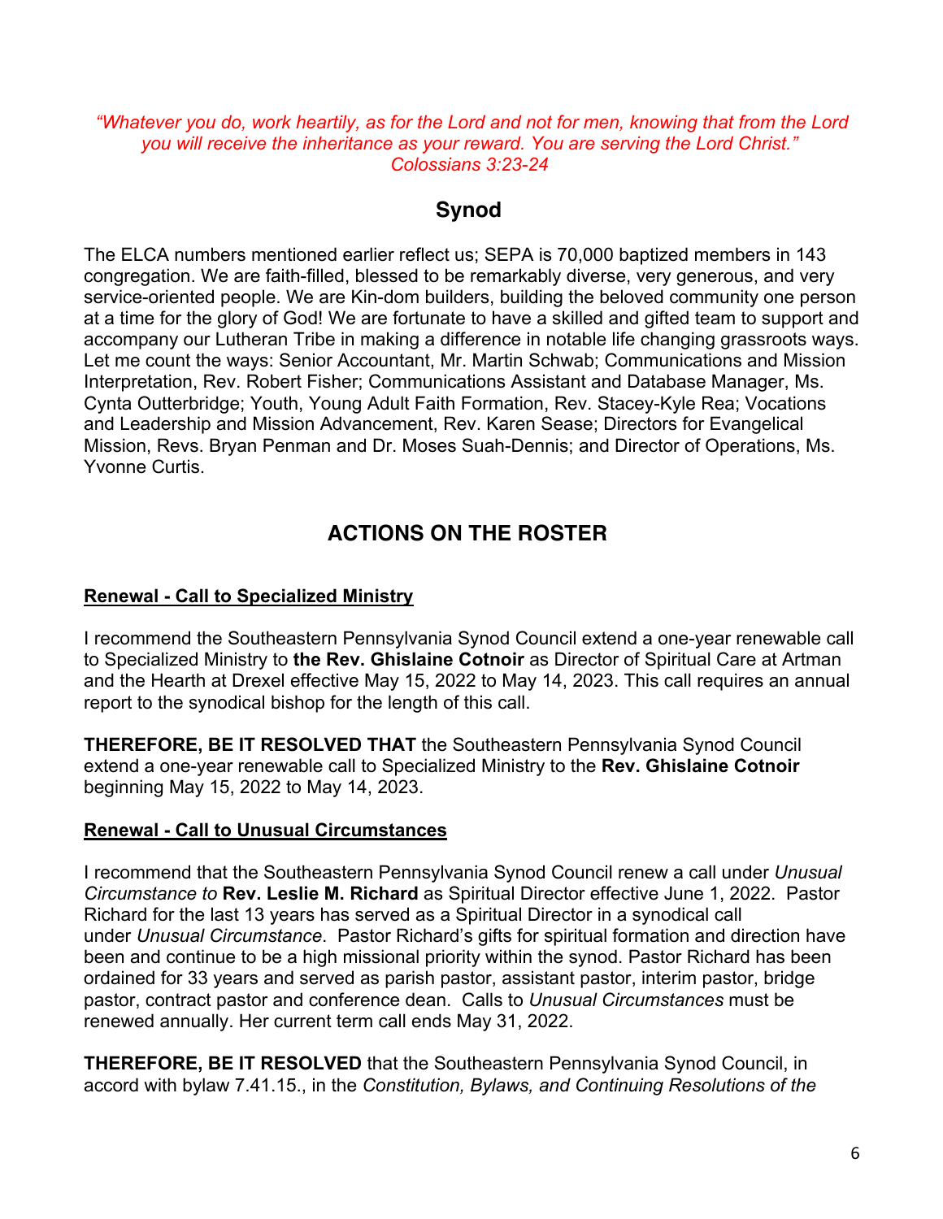*"Whatever you do, work heartily, as for the Lord and not for men, knowing that from the Lord you will receive the inheritance as your reward. You are serving the Lord Christ."*
*Colossians 3:23-24*

## Synod

The ELCA numbers mentioned earlier reflect us; SEPA is 70,000 baptized members in 143 congregation. We are faith-filled, blessed to be remarkably diverse, very generous, and very service-oriented people. We are Kin-dom builders, building the beloved community one person at a time for the glory of God! We are fortunate to have a skilled and gifted team to support and accompany our Lutheran Tribe in making a difference in notable life changing grassroots ways. Let me count the ways: Senior Accountant, Mr. Martin Schwab; Communications and Mission Interpretation, Rev. Robert Fisher; Communications Assistant and Database Manager, Ms. Cynta Outterbridge; Youth, Young Adult Faith Formation, Rev. Stacey-Kyle Rea; Vocations and Leadership and Mission Advancement, Rev. Karen Sease; Directors for Evangelical Mission, Revs. Bryan Penman and Dr. Moses Suah-Dennis; and Director of Operations, Ms. Yvonne Curtis.

## ACTIONS ON THE ROSTER

**Renewal - Call to Specialized Ministry**

I recommend the Southeastern Pennsylvania Synod Council extend a one-year renewable call to Specialized Ministry to **the Rev. Ghislaine Cotnoir** as Director of Spiritual Care at Artman and the Hearth at Drexel effective May 15, 2022 to May 14, 2023. This call requires an annual report to the synodical bishop for the length of this call.

**THEREFORE, BE IT RESOLVED THAT** the Southeastern Pennsylvania Synod Council extend a one-year renewable call to Specialized Ministry to the **Rev. Ghislaine Cotnoir** beginning May 15, 2022 to May 14, 2023.

**Renewal - Call to Unusual Circumstances**

I recommend that the Southeastern Pennsylvania Synod Council renew a call under *Unusual Circumstance to* **Rev. Leslie M. Richard** as Spiritual Director effective June 1, 2022. Pastor Richard for the last 13 years has served as a Spiritual Director in a synodical call under *Unusual Circumstance*. Pastor Richard's gifts for spiritual formation and direction have been and continue to be a high missional priority within the synod. Pastor Richard has been ordained for 33 years and served as parish pastor, assistant pastor, interim pastor, bridge pastor, contract pastor and conference dean. Calls to *Unusual Circumstances* must be renewed annually. Her current term call ends May 31, 2022.

**THEREFORE, BE IT RESOLVED** that the Southeastern Pennsylvania Synod Council, in accord with bylaw 7.41.15., in the *Constitution, Bylaws, and Continuing Resolutions of the*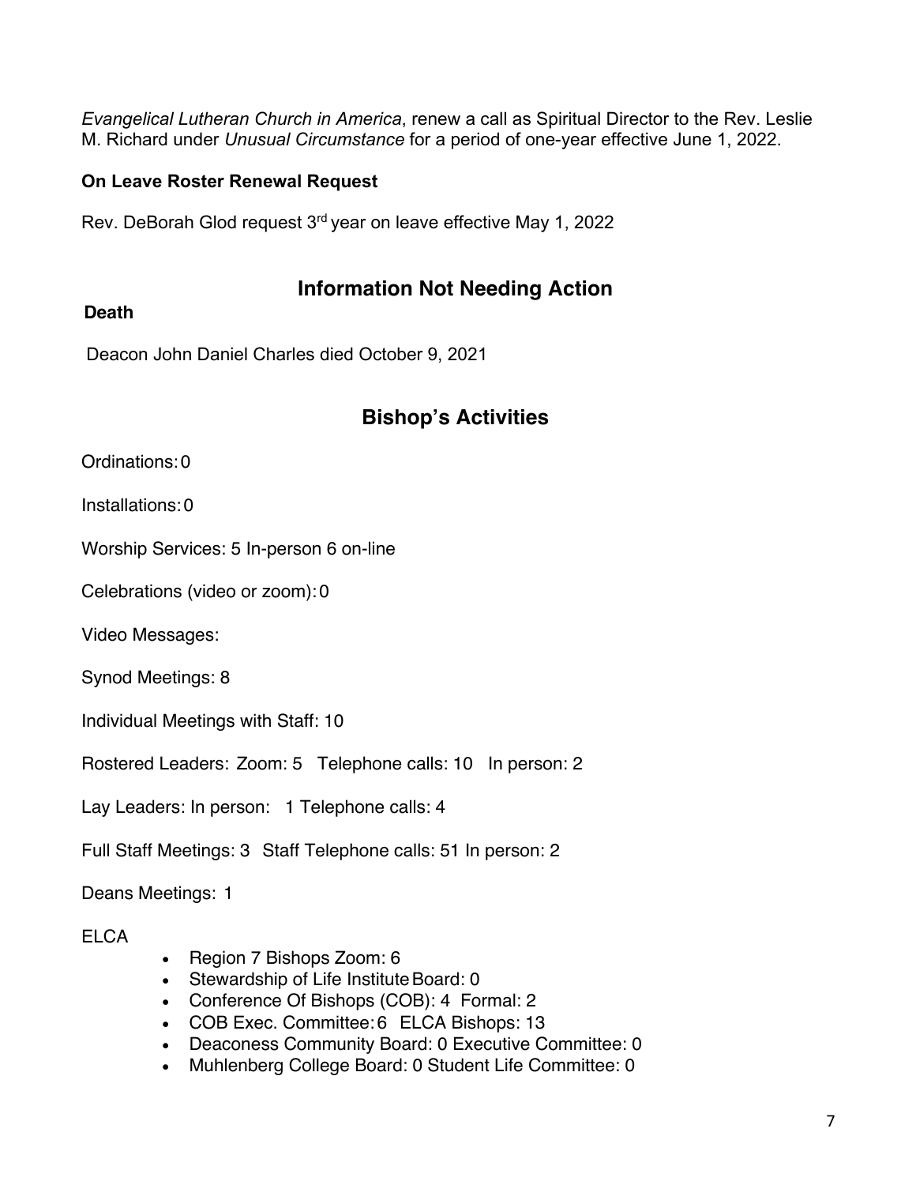*Evangelical Lutheran Church in America*, renew a call as Spiritual Director to the Rev. Leslie M. Richard under *Unusual Circumstance* for a period of one-year effective June 1, 2022.

**On Leave Roster Renewal Request**

Rev. DeBorah Glod request 3rd year on leave effective May 1, 2022

## Information Not Needing Action

**Death**

Deacon John Daniel Charles died October 9, 2021

## Bishop's Activities

Ordinations: 0

Installations: 0

Worship Services: 5 In-person 6 on-line

Celebrations (video or zoom): 0

Video Messages:

Synod Meetings: 8

Individual Meetings with Staff: 10

Rostered Leaders: Zoom: 5 Telephone calls: 10 In person: 2

Lay Leaders: In person: 1 Telephone calls: 4

Full Staff Meetings: 3 Staff Telephone calls: 51 In person: 2

Deans Meetings: 1

ELCA

- Region 7 Bishops Zoom: 6
- Stewardship of Life Institute Board: 0
- Conference Of Bishops (COB): 4 Formal: 2
- COB Exec. Committee: 6 ELCA Bishops: 13
- Deaconess Community Board: 0 Executive Committee: 0
- Muhlenberg College Board: 0 Student Life Committee: 0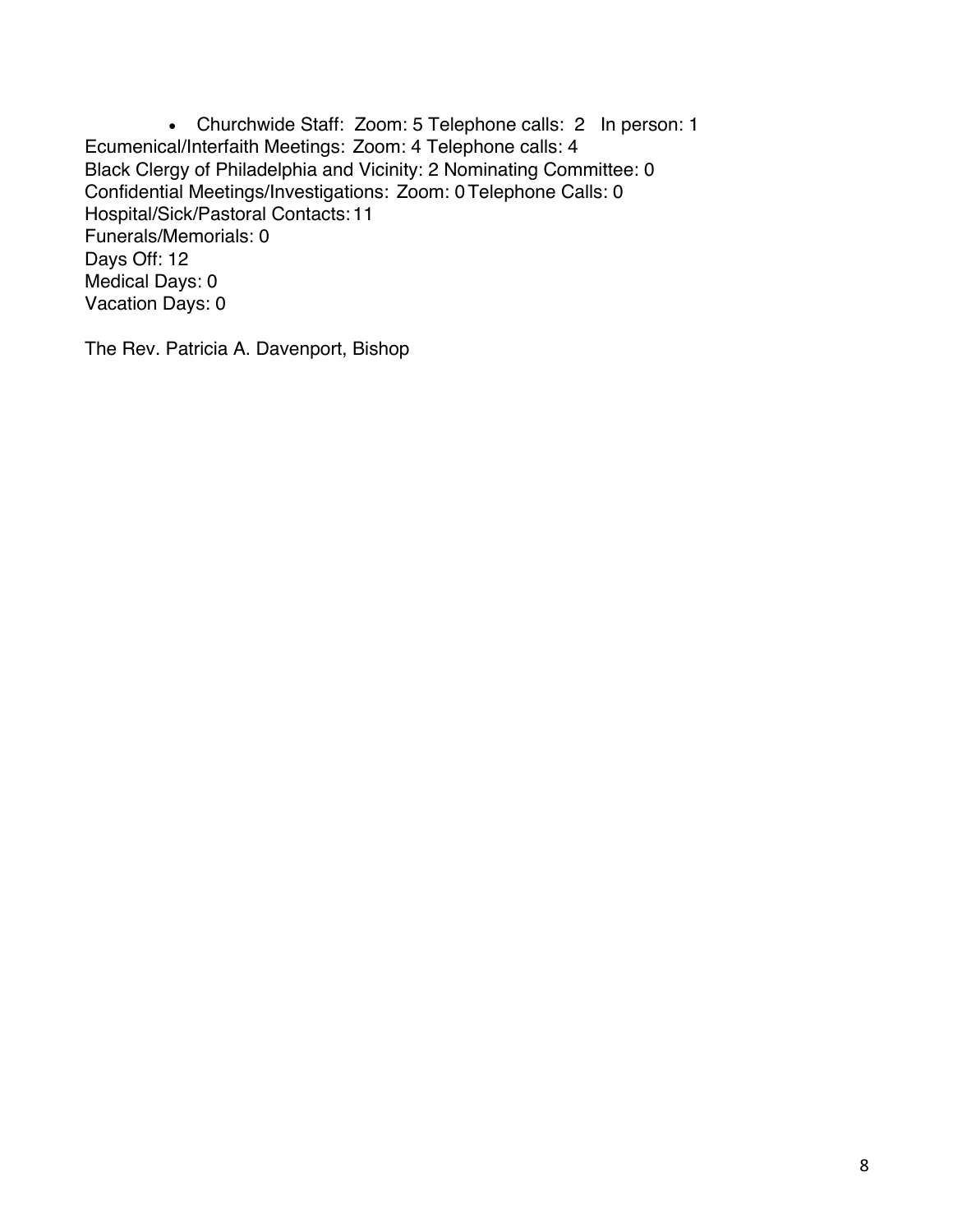- Churchwide Staff: Zoom: 5 Telephone calls: 2 In person: 1

Ecumenical/Interfaith Meetings: Zoom: 4 Telephone calls: 4
Black Clergy of Philadelphia and Vicinity: 2 Nominating Committee: 0
Confidential Meetings/Investigations: Zoom: 0 Telephone Calls: 0
Hospital/Sick/Pastoral Contacts: 11
Funerals/Memorials: 0
Days Off: 12
Medical Days: 0
Vacation Days: 0

The Rev. Patricia A. Davenport, Bishop